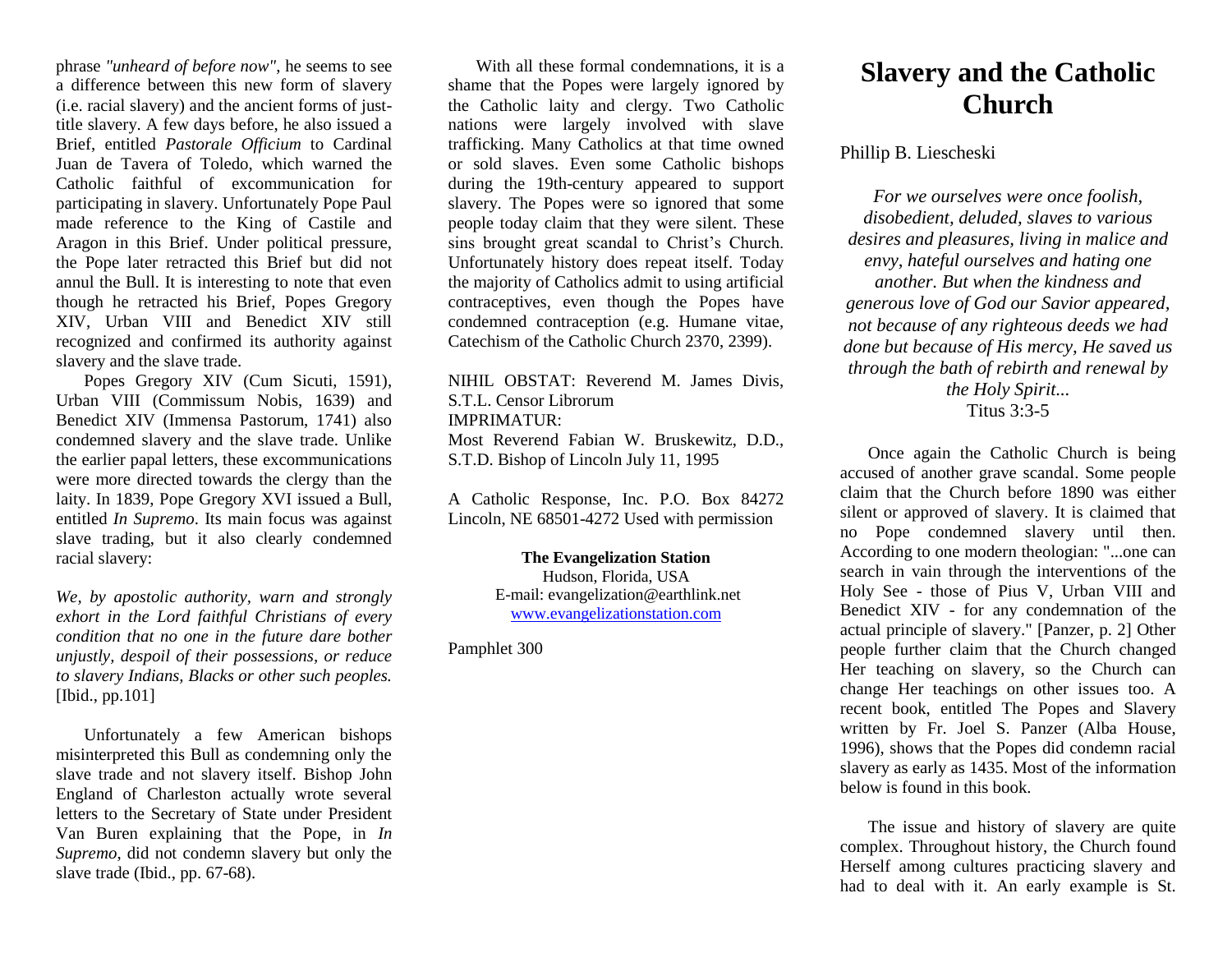phrase *"unheard of before now"*, he seems to see a difference between this new form of slavery (i.e. racial slavery) and the ancient forms of just-title slavery. A few days before, he also issued a Brief, entitled *Pastorale Officium* to Cardinal Juan de Tavera of Toledo, which warned the Catholic faithful of excommunication for participating in slavery. Unfortunately Pope Paul made reference to the King of Castile and Aragon in this Brief. Under political pressure, the Pope later retracted this Brief but did not annul the Bull. It is interesting to note that even though he retracted his Brief, Popes Gregory XIV, Urban VIII and Benedict XIV still recognized and confirmed its authority against slavery and the slave trade.

Popes Gregory XIV (Cum Sicuti, 1591), Urban VIII (Commissum Nobis, 1639) and Benedict XIV (Immensa Pastorum, 1741) also condemned slavery and the slave trade. Unlike the earlier papal letters, these excommunications were more directed towards the clergy than the laity. In 1839, Pope Gregory XVI issued a Bull, entitled *In Supremo*. Its main focus was against slave trading, but it also clearly condemned racial slavery:

*We, by apostolic authority, warn and strongly exhort in the Lord faithful Christians of every condition that no one in the future dare bother unjustly, despoil of their possessions, or reduce to slavery Indians, Blacks or other such peoples.* [Ibid., pp.101]

Unfortunately a few American bishops misinterpreted this Bull as condemning only the slave trade and not slavery itself. Bishop John England of Charleston actually wrote several letters to the Secretary of State under President Van Buren explaining that the Pope, in *In Supremo*, did not condemn slavery but only the slave trade (Ibid., pp. 67-68).

With all these formal condemnations, it is a shame that the Popes were largely ignored by the Catholic laity and clergy. Two Catholic nations were largely involved with slave trafficking. Many Catholics at that time owned or sold slaves. Even some Catholic bishops during the 19th-century appeared to support slavery. The Popes were so ignored that some people today claim that they were silent. These sins brought great scandal to Christ's Church. Unfortunately history does repeat itself. Today the majority of Catholics admit to using artificial contraceptives, even though the Popes have condemned contraception (e.g. Humane vitae, Catechism of the Catholic Church 2370, 2399).

NIHIL OBSTAT: Reverend M. James Divis, S.T.L. Censor Librorum
IMPRIMATUR:
Most Reverend Fabian W. Bruskewitz, D.D., S.T.D. Bishop of Lincoln July 11, 1995

A Catholic Response, Inc. P.O. Box 84272 Lincoln, NE 68501-4272 Used with permission

**The Evangelization Station**
Hudson, Florida, USA
E-mail: evangelization@earthlink.net
www.evangelizationstation.com

Pamphlet 300

# Slavery and the Catholic Church

Phillip B. Liescheski

*For we ourselves were once foolish, disobedient, deluded, slaves to various desires and pleasures, living in malice and envy, hateful ourselves and hating one another. But when the kindness and generous love of God our Savior appeared, not because of any righteous deeds we had done but because of His mercy, He saved us through the bath of rebirth and renewal by the Holy Spirit...*
Titus 3:3-5

Once again the Catholic Church is being accused of another grave scandal. Some people claim that the Church before 1890 was either silent or approved of slavery. It is claimed that no Pope condemned slavery until then. According to one modern theologian: "...one can search in vain through the interventions of the Holy See - those of Pius V, Urban VIII and Benedict XIV - for any condemnation of the actual principle of slavery." [Panzer, p. 2] Other people further claim that the Church changed Her teaching on slavery, so the Church can change Her teachings on other issues too. A recent book, entitled The Popes and Slavery written by Fr. Joel S. Panzer (Alba House, 1996), shows that the Popes did condemn racial slavery as early as 1435. Most of the information below is found in this book.

The issue and history of slavery are quite complex. Throughout history, the Church found Herself among cultures practicing slavery and had to deal with it. An early example is St.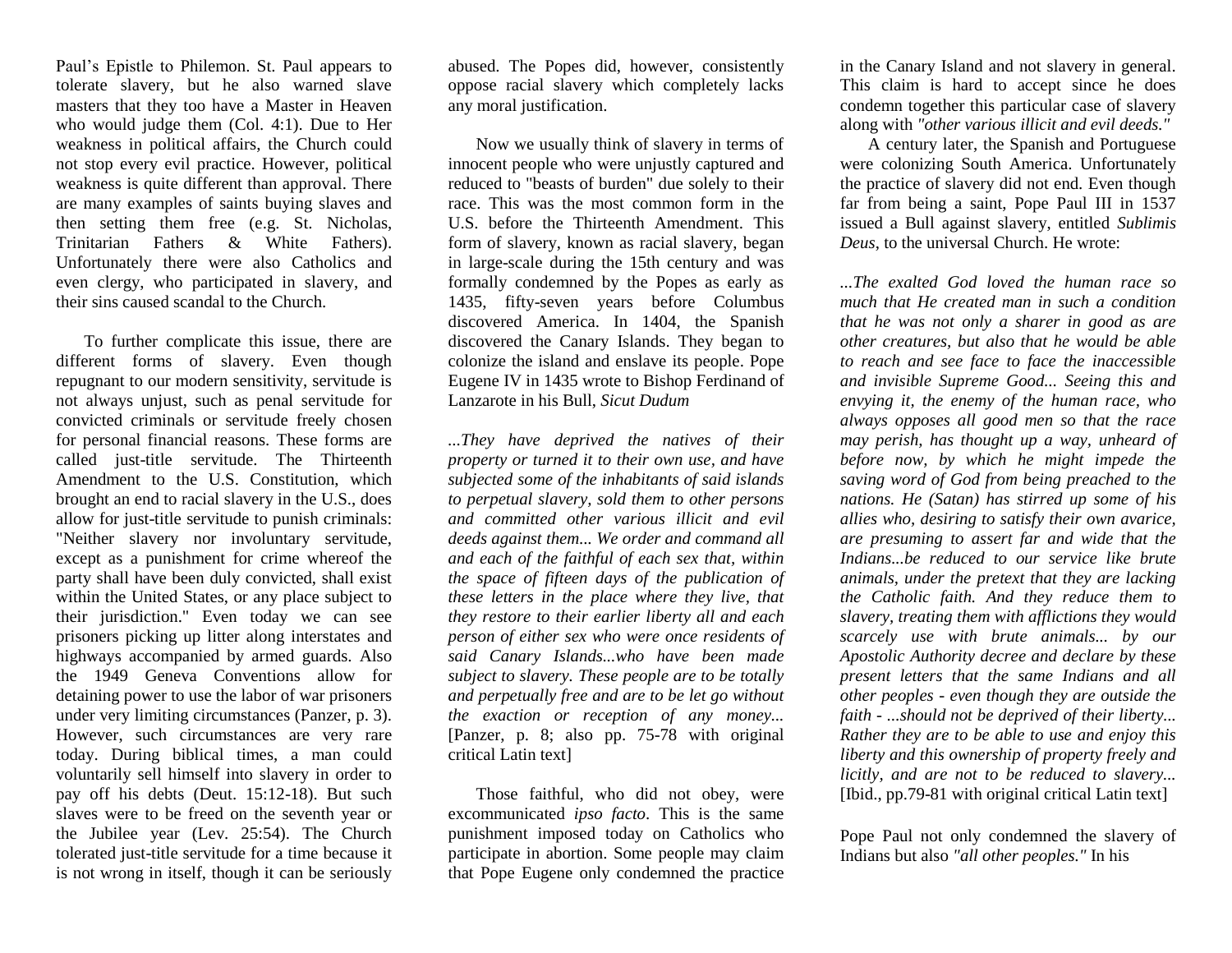Paul's Epistle to Philemon. St. Paul appears to tolerate slavery, but he also warned slave masters that they too have a Master in Heaven who would judge them (Col. 4:1). Due to Her weakness in political affairs, the Church could not stop every evil practice. However, political weakness is quite different than approval. There are many examples of saints buying slaves and then setting them free (e.g. St. Nicholas, Trinitarian Fathers & White Fathers). Unfortunately there were also Catholics and even clergy, who participated in slavery, and their sins caused scandal to the Church.

To further complicate this issue, there are different forms of slavery. Even though repugnant to our modern sensitivity, servitude is not always unjust, such as penal servitude for convicted criminals or servitude freely chosen for personal financial reasons. These forms are called just-title servitude. The Thirteenth Amendment to the U.S. Constitution, which brought an end to racial slavery in the U.S., does allow for just-title servitude to punish criminals: "Neither slavery nor involuntary servitude, except as a punishment for crime whereof the party shall have been duly convicted, shall exist within the United States, or any place subject to their jurisdiction." Even today we can see prisoners picking up litter along interstates and highways accompanied by armed guards. Also the 1949 Geneva Conventions allow for detaining power to use the labor of war prisoners under very limiting circumstances (Panzer, p. 3). However, such circumstances are very rare today. During biblical times, a man could voluntarily sell himself into slavery in order to pay off his debts (Deut. 15:12-18). But such slaves were to be freed on the seventh year or the Jubilee year (Lev. 25:54). The Church tolerated just-title servitude for a time because it is not wrong in itself, though it can be seriously abused. The Popes did, however, consistently oppose racial slavery which completely lacks any moral justification.

Now we usually think of slavery in terms of innocent people who were unjustly captured and reduced to "beasts of burden" due solely to their race. This was the most common form in the U.S. before the Thirteenth Amendment. This form of slavery, known as racial slavery, began in large-scale during the 15th century and was formally condemned by the Popes as early as 1435, fifty-seven years before Columbus discovered America. In 1404, the Spanish discovered the Canary Islands. They began to colonize the island and enslave its people. Pope Eugene IV in 1435 wrote to Bishop Ferdinand of Lanzarote in his Bull, *Sicut Dudum*

*...They have deprived the natives of their property or turned it to their own use, and have subjected some of the inhabitants of said islands to perpetual slavery, sold them to other persons and committed other various illicit and evil deeds against them... We order and command all and each of the faithful of each sex that, within the space of fifteen days of the publication of these letters in the place where they live, that they restore to their earlier liberty all and each person of either sex who were once residents of said Canary Islands...who have been made subject to slavery. These people are to be totally and perpetually free and are to be let go without the exaction or reception of any money...* [Panzer, p. 8; also pp. 75-78 with original critical Latin text]

Those faithful, who did not obey, were excommunicated *ipso facto*. This is the same punishment imposed today on Catholics who participate in abortion. Some people may claim that Pope Eugene only condemned the practice in the Canary Island and not slavery in general. This claim is hard to accept since he does condemn together this particular case of slavery along with *"other various illicit and evil deeds."*

A century later, the Spanish and Portuguese were colonizing South America. Unfortunately the practice of slavery did not end. Even though far from being a saint, Pope Paul III in 1537 issued a Bull against slavery, entitled *Sublimis Deus*, to the universal Church. He wrote:

*...The exalted God loved the human race so much that He created man in such a condition that he was not only a sharer in good as are other creatures, but also that he would be able to reach and see face to face the inaccessible and invisible Supreme Good... Seeing this and envying it, the enemy of the human race, who always opposes all good men so that the race may perish, has thought up a way, unheard of before now, by which he might impede the saving word of God from being preached to the nations. He (Satan) has stirred up some of his allies who, desiring to satisfy their own avarice, are presuming to assert far and wide that the Indians...be reduced to our service like brute animals, under the pretext that they are lacking the Catholic faith. And they reduce them to slavery, treating them with afflictions they would scarcely use with brute animals... by our Apostolic Authority decree and declare by these present letters that the same Indians and all other peoples - even though they are outside the faith - ...should not be deprived of their liberty... Rather they are to be able to use and enjoy this liberty and this ownership of property freely and licitly, and are not to be reduced to slavery...* [Ibid., pp.79-81 with original critical Latin text]

Pope Paul not only condemned the slavery of Indians but also *"all other peoples."* In his